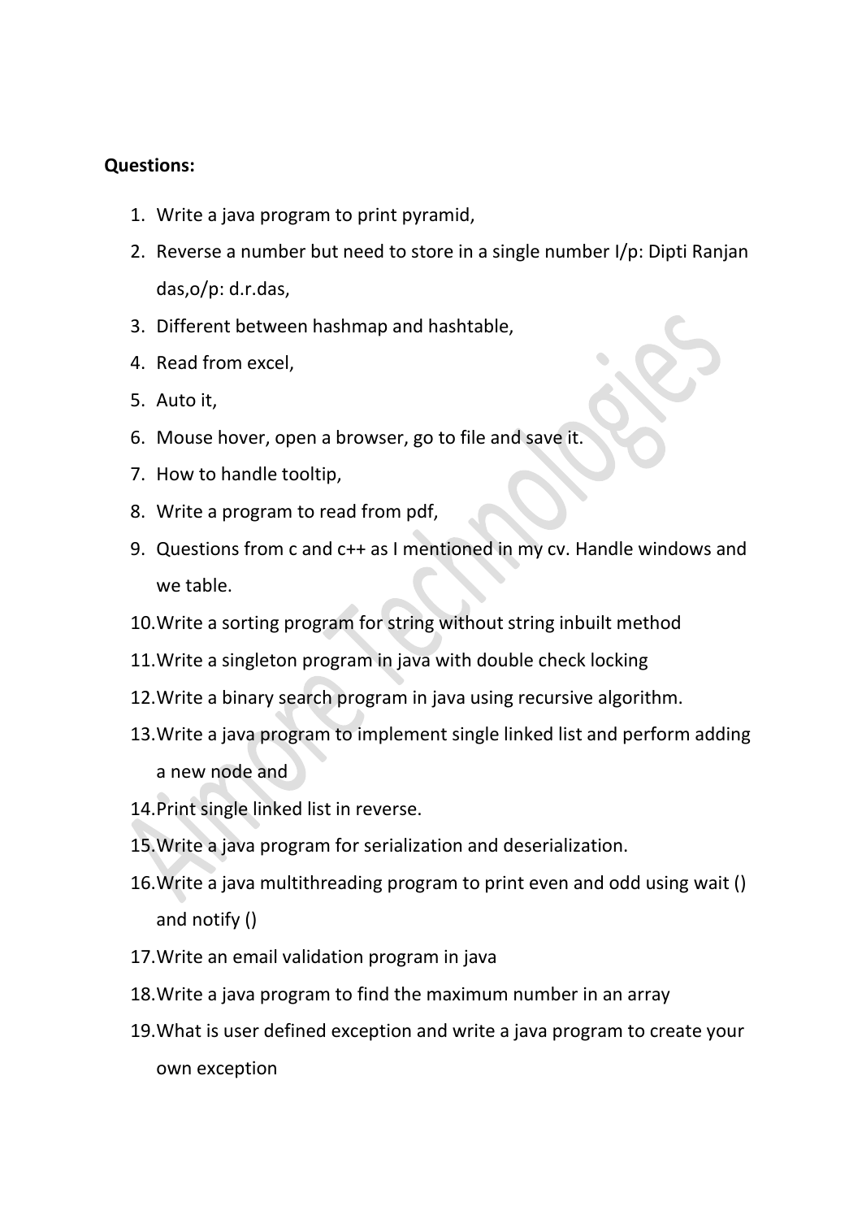**Questions:**

1. Write a java program to print pyramid,
2. Reverse a number but need to store in a single number I/p: Dipti Ranjan das,o/p: d.r.das,
3. Different between hashmap and hashtable,
4. Read from excel,
5. Auto it,
6. Mouse hover, open a browser, go to file and save it.
7. How to handle tooltip,
8. Write a program to read from pdf,
9. Questions from c and c++ as I mentioned in my cv. Handle windows and we table.
10. Write a sorting program for string without string inbuilt method
11. Write a singleton program in java with double check locking
12. Write a binary search program in java using recursive algorithm.
13. Write a java program to implement single linked list and perform adding a new node and
14. Print single linked list in reverse.
15. Write a java program for serialization and deserialization.
16. Write a java multithreading program to print even and odd using wait () and notify ()
17. Write an email validation program in java
18. Write a java program to find the maximum number in an array
19. What is user defined exception and write a java program to create your own exception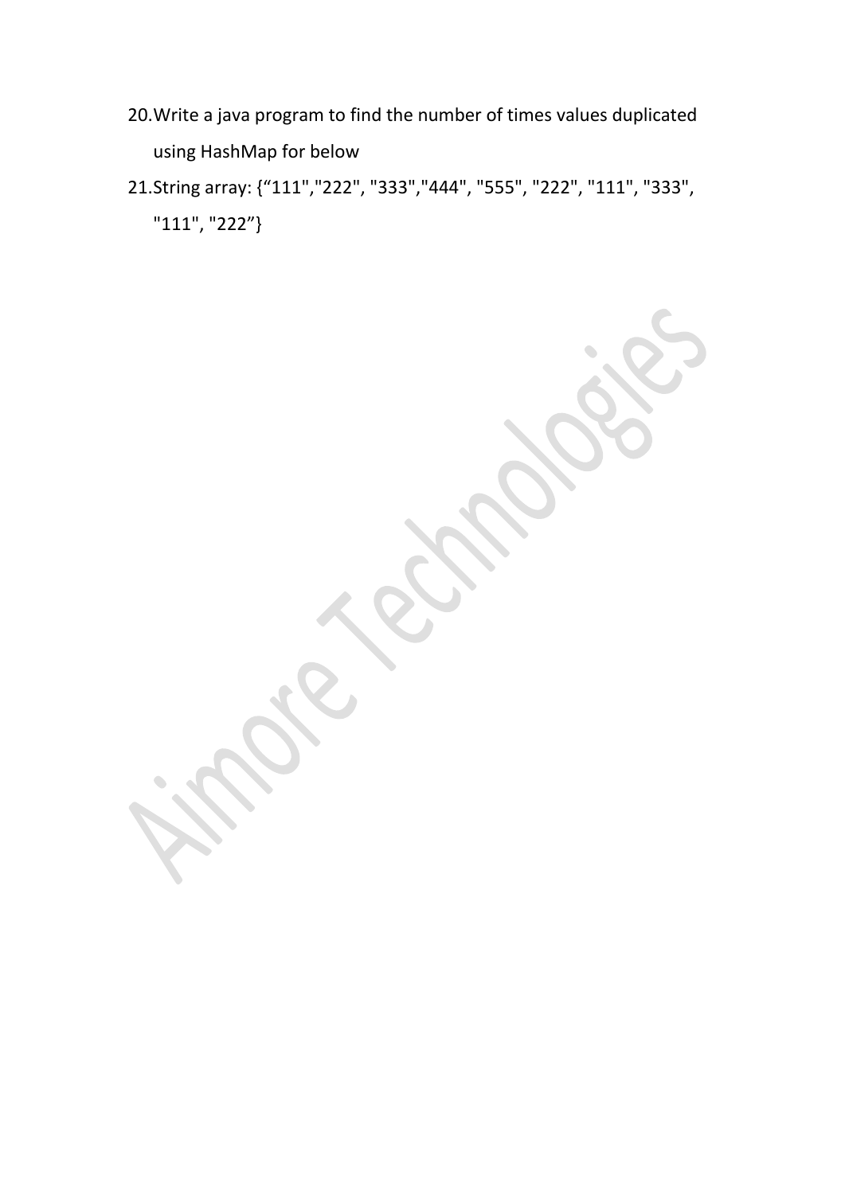20. Write a java program to find the number of times values duplicated using HashMap for below
21. String array: {“111","222", "333","444", "555", "222", "111", "333", "111", "222”}